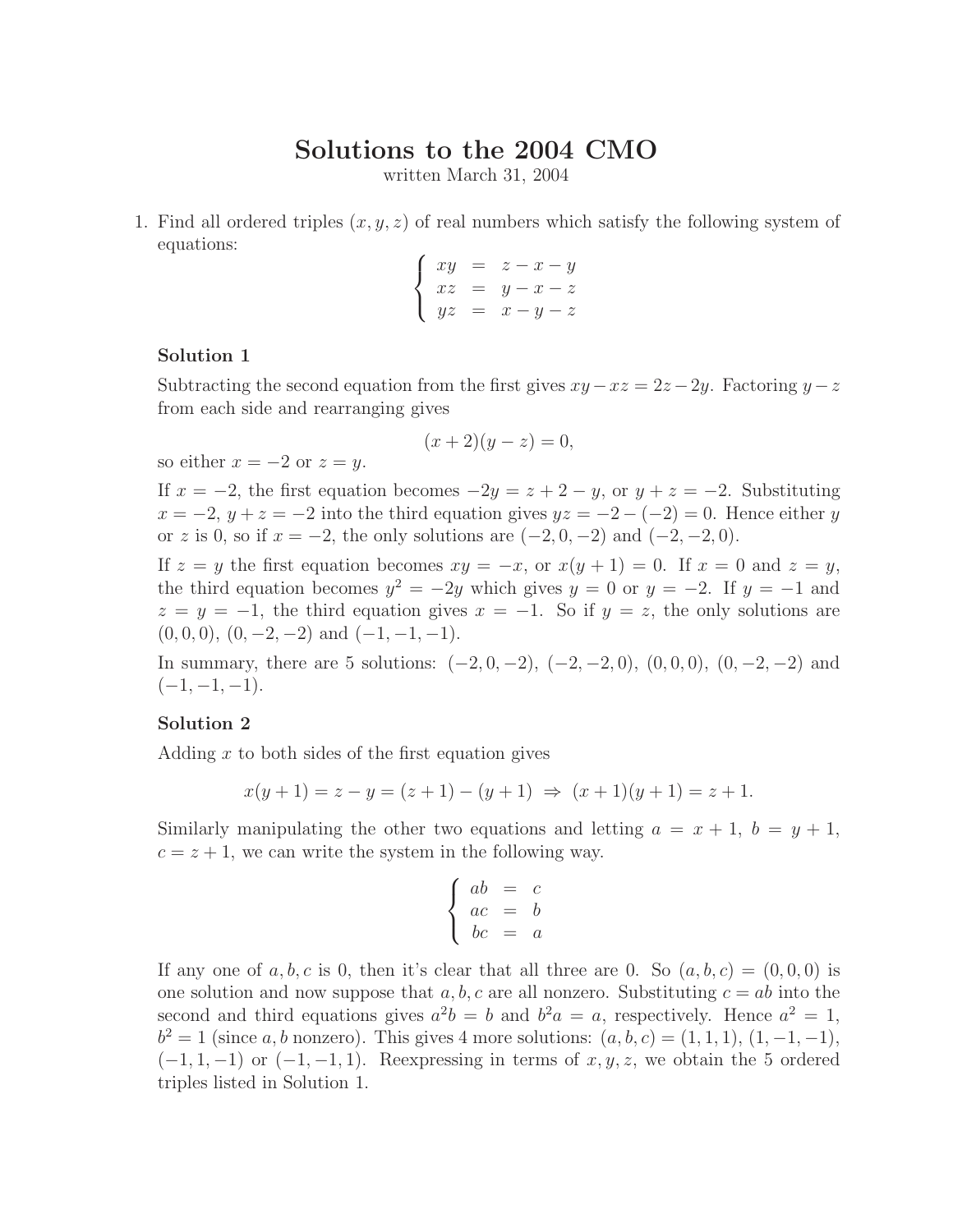# Solutions to the 2004 CMO

written March 31, 2004

1. Find all ordered triples $(x, y, z)$ of real numbers which satisfy the following system of equations:

$$\begin{cases} xy &= z - x - y \\ xz &= y - x - z \\ yz &= x - y - z \end{cases}$$

### Solution 1

Subtracting the second equation from the first gives $xy - xz = 2z - 2y$. Factoring $y - z$ from each side and rearranging gives

$$(x + 2)(y - z) = 0,$$

so either $x = -2$ or $z = y$.

If $x = -2$, the first equation becomes $-2y = z + 2 - y$, or $y + z = -2$. Substituting $x = -2$, $y + z = -2$ into the third equation gives $yz = -2 - (-2) = 0$. Hence either $y$ or $z$ is 0, so if $x = -2$, the only solutions are $(-2, 0, -2)$ and $(-2, -2, 0)$.

If $z = y$ the first equation becomes $xy = -x$, or $x(y + 1) = 0$. If $x = 0$ and $z = y$, the third equation becomes $y^2 = -2y$ which gives $y = 0$ or $y = -2$. If $y = -1$ and $z = y = -1$, the third equation gives $x = -1$. So if $y = z$, the only solutions are $(0, 0, 0)$, $(0, -2, -2)$ and $(-1, -1, -1)$.

In summary, there are 5 solutions: $(-2, 0, -2)$, $(-2, -2, 0)$, $(0, 0, 0)$, $(0, -2, -2)$ and $(-1, -1, -1)$.

### Solution 2

Adding $x$ to both sides of the first equation gives

$$x(y + 1) = z - y = (z + 1) - (y + 1) \;\Rightarrow\; (x + 1)(y + 1) = z + 1.$$

Similarly manipulating the other two equations and letting $a = x + 1$, $b = y + 1$, $c = z + 1$, we can write the system in the following way.

$$\begin{cases} ab &= c \\ ac &= b \\ bc &= a \end{cases}$$

If any one of $a, b, c$ is 0, then it's clear that all three are 0. So $(a, b, c) = (0, 0, 0)$ is one solution and now suppose that $a, b, c$ are all nonzero. Substituting $c = ab$ into the second and third equations gives $a^2 b = b$ and $b^2 a = a$, respectively. Hence $a^2 = 1$, $b^2 = 1$ (since $a, b$ nonzero). This gives 4 more solutions: $(a, b, c) = (1, 1, 1)$, $(1, -1, -1)$, $(-1, 1, -1)$ or $(-1, -1, 1)$. Reexpressing in terms of $x, y, z$, we obtain the 5 ordered triples listed in Solution 1.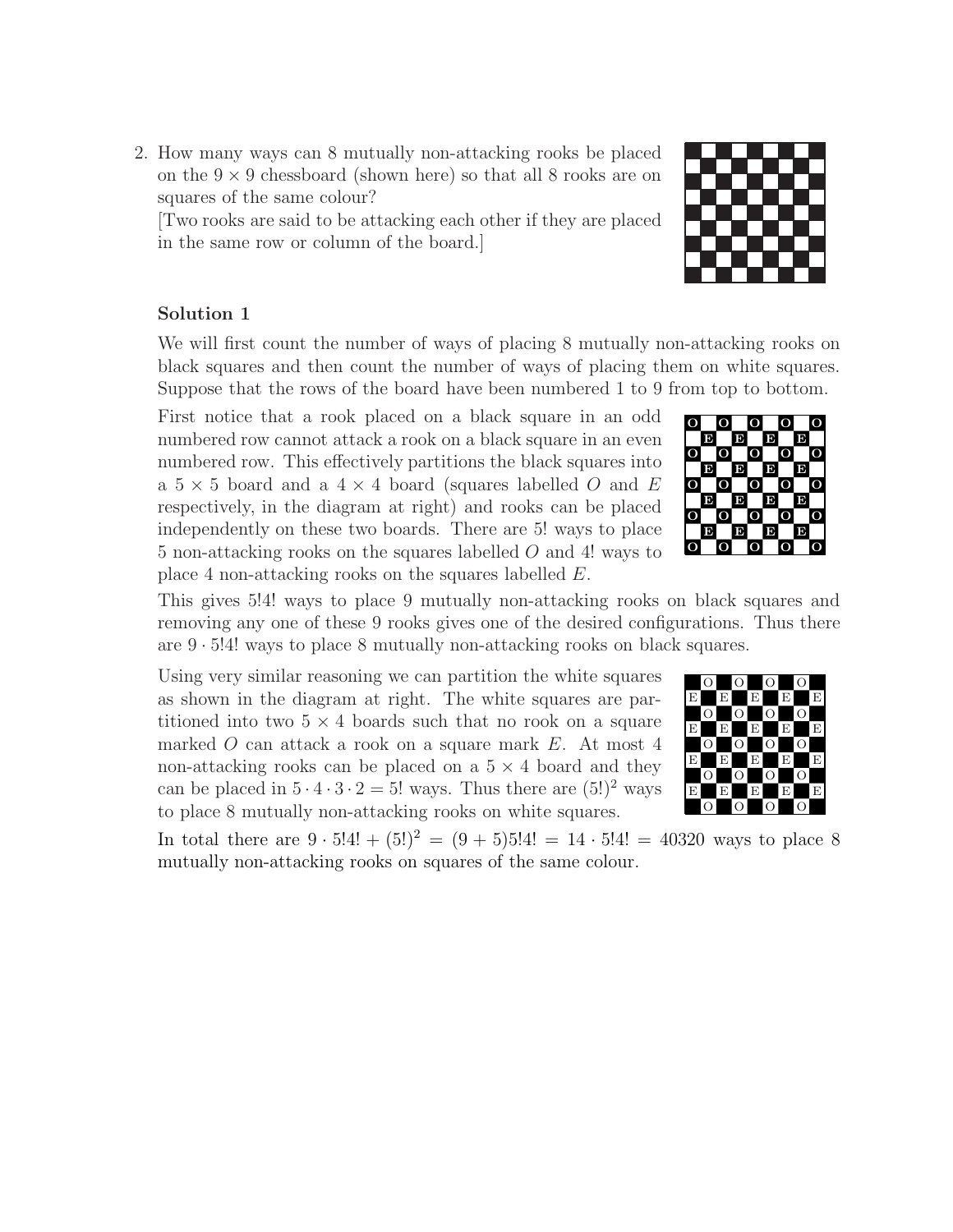2. How many ways can 8 mutually non-attacking rooks be placed on the $9 \times 9$ chessboard (shown here) so that all 8 rooks are on squares of the same colour?

[Two rooks are said to be attacking each other if they are placed in the same row or column of the board.]

**Solution 1**

We will first count the number of ways of placing 8 mutually non-attacking rooks on black squares and then count the number of ways of placing them on white squares. Suppose that the rows of the board have been numbered 1 to 9 from top to bottom.

First notice that a rook placed on a black square in an odd numbered row cannot attack a rook on a black square in an even numbered row. This effectively partitions the black squares into a $5 \times 5$ board and a $4 \times 4$ board (squares labelled $O$ and $E$ respectively, in the diagram at right) and rooks can be placed independently on these two boards. There are $5!$ ways to place 5 non-attacking rooks on the squares labelled $O$ and $4!$ ways to place 4 non-attacking rooks on the squares labelled $E$.

This gives $5!4!$ ways to place 9 mutually non-attacking rooks on black squares and removing any one of these 9 rooks gives one of the desired configurations. Thus there are $9 \cdot 5!4!$ ways to place 8 mutually non-attacking rooks on black squares.

Using very similar reasoning we can partition the white squares as shown in the diagram at right. The white squares are partitioned into two $5 \times 4$ boards such that no rook on a square marked $O$ can attack a rook on a square mark $E$. At most 4 non-attacking rooks can be placed on a $5 \times 4$ board and they can be placed in $5 \cdot 4 \cdot 3 \cdot 2 = 5!$ ways. Thus there are $(5!)^2$ ways to place 8 mutually non-attacking rooks on white squares.

In total there are $9 \cdot 5!4! + (5!)^2 = (9 + 5)5!4! = 14 \cdot 5!4! = 40320$ ways to place 8 mutually non-attacking rooks on squares of the same colour.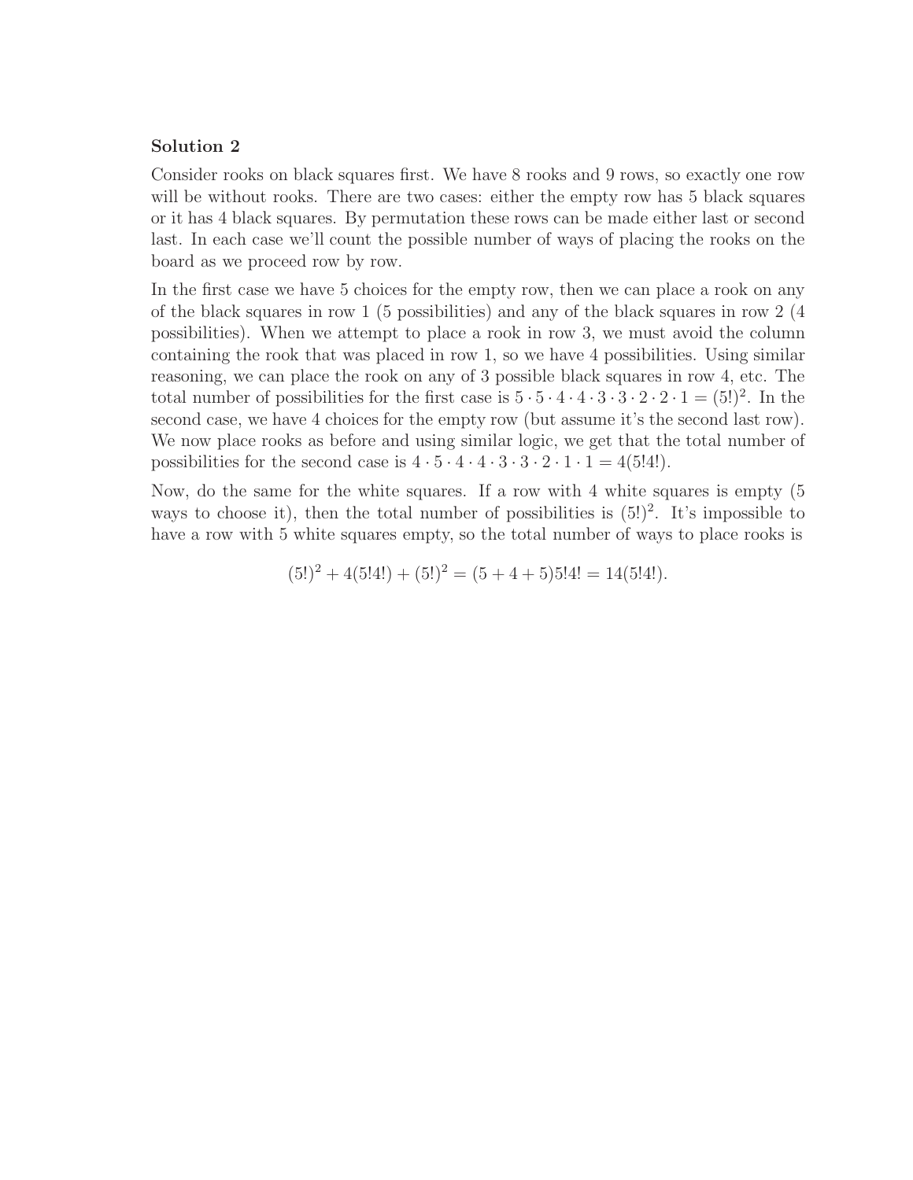**Solution 2**

Consider rooks on black squares first. We have 8 rooks and 9 rows, so exactly one row will be without rooks. There are two cases: either the empty row has 5 black squares or it has 4 black squares. By permutation these rows can be made either last or second last. In each case we'll count the possible number of ways of placing the rooks on the board as we proceed row by row.

In the first case we have 5 choices for the empty row, then we can place a rook on any of the black squares in row 1 (5 possibilities) and any of the black squares in row 2 (4 possibilities). When we attempt to place a rook in row 3, we must avoid the column containing the rook that was placed in row 1, so we have 4 possibilities. Using similar reasoning, we can place the rook on any of 3 possible black squares in row 4, etc. The total number of possibilities for the first case is $5 \cdot 5 \cdot 4 \cdot 4 \cdot 3 \cdot 3 \cdot 2 \cdot 2 \cdot 1 = (5!)^2$. In the second case, we have 4 choices for the empty row (but assume it's the second last row). We now place rooks as before and using similar logic, we get that the total number of possibilities for the second case is $4 \cdot 5 \cdot 4 \cdot 4 \cdot 3 \cdot 3 \cdot 2 \cdot 1 \cdot 1 = 4(5!4!)$.

Now, do the same for the white squares. If a row with 4 white squares is empty (5 ways to choose it), then the total number of possibilities is $(5!)^2$. It's impossible to have a row with 5 white squares empty, so the total number of ways to place rooks is

$$(5!)^2 + 4(5!4!) + (5!)^2 = (5 + 4 + 5)5!4! = 14(5!4!).$$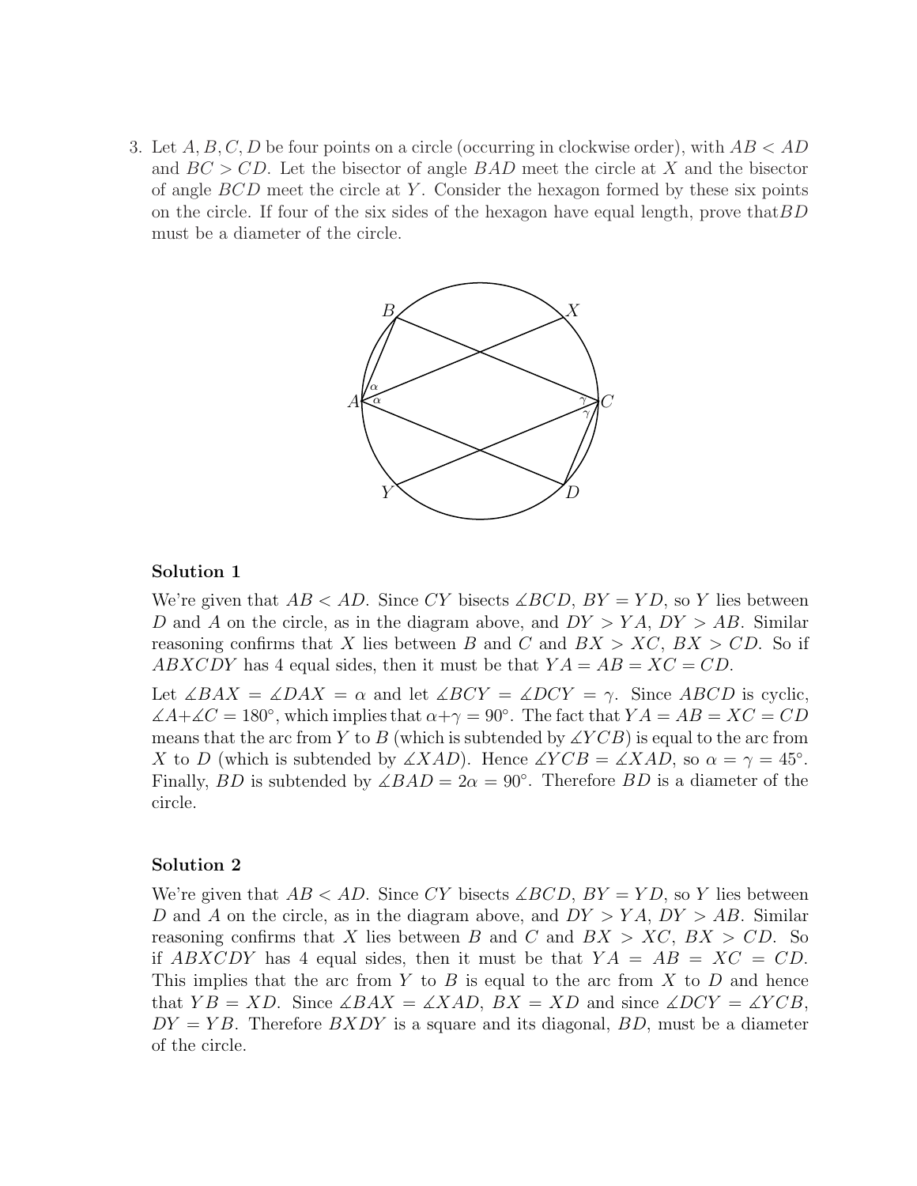3. Let $A, B, C, D$ be four points on a circle (occurring in clockwise order), with $AB < AD$ and $BC > CD$. Let the bisector of angle $BAD$ meet the circle at $X$ and the bisector of angle $BCD$ meet the circle at $Y$. Consider the hexagon formed by these six points on the circle. If four of the six sides of the hexagon have equal length, prove that$BD$ must be a diameter of the circle.

### Solution 1

We're given that $AB < AD$. Since $CY$ bisects $\measuredangle BCD$, $BY = YD$, so $Y$ lies between $D$ and $A$ on the circle, as in the diagram above, and $DY > YA$, $DY > AB$. Similar reasoning confirms that $X$ lies between $B$ and $C$ and $BX > XC$, $BX > CD$. So if $ABXCDY$ has 4 equal sides, then it must be that $YA = AB = XC = CD$.

Let $\measuredangle BAX = \measuredangle DAX = \alpha$ and let $\measuredangle BCY = \measuredangle DCY = \gamma$. Since $ABCD$ is cyclic, $\measuredangle A + \measuredangle C = 180°$, which implies that $\alpha + \gamma = 90°$. The fact that $YA = AB = XC = CD$ means that the arc from $Y$ to $B$ (which is subtended by $\measuredangle YCB$) is equal to the arc from $X$ to $D$ (which is subtended by $\measuredangle XAD$). Hence $\measuredangle YCB = \measuredangle XAD$, so $\alpha = \gamma = 45°$. Finally, $BD$ is subtended by $\measuredangle BAD = 2\alpha = 90°$. Therefore $BD$ is a diameter of the circle.

### Solution 2

We're given that $AB < AD$. Since $CY$ bisects $\measuredangle BCD$, $BY = YD$, so $Y$ lies between $D$ and $A$ on the circle, as in the diagram above, and $DY > YA$, $DY > AB$. Similar reasoning confirms that $X$ lies between $B$ and $C$ and $BX > XC$, $BX > CD$. So if $ABXCDY$ has 4 equal sides, then it must be that $YA = AB = XC = CD$. This implies that the arc from $Y$ to $B$ is equal to the arc from $X$ to $D$ and hence that $YB = XD$. Since $\measuredangle BAX = \measuredangle XAD$, $BX = XD$ and since $\measuredangle DCY = \measuredangle YCB$, $DY = YB$. Therefore $BXDY$ is a square and its diagonal, $BD$, must be a diameter of the circle.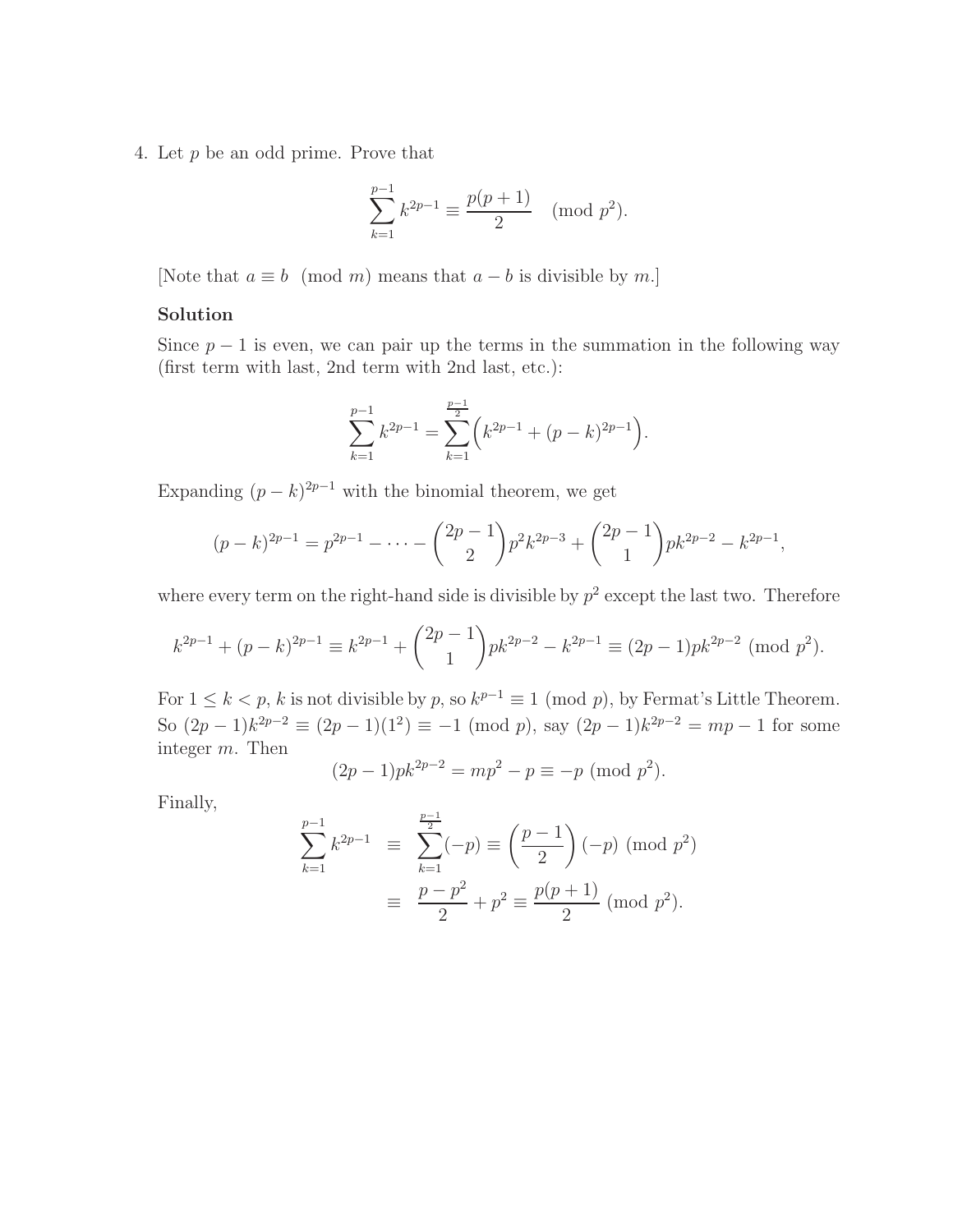4. Let $p$ be an odd prime. Prove that

$$\sum_{k=1}^{p-1} k^{2p-1} \equiv \frac{p(p+1)}{2} \pmod{p^2}.$$

[Note that $a \equiv b \pmod{m}$ means that $a - b$ is divisible by $m$.]

**Solution**

Since $p-1$ is even, we can pair up the terms in the summation in the following way (first term with last, 2nd term with 2nd last, etc.):

$$\sum_{k=1}^{p-1} k^{2p-1} = \sum_{k=1}^{\frac{p-1}{2}} \Big( k^{2p-1} + (p-k)^{2p-1} \Big).$$

Expanding $(p-k)^{2p-1}$ with the binomial theorem, we get

$$(p-k)^{2p-1} = p^{2p-1} - \cdots - \binom{2p-1}{2} p^2 k^{2p-3} + \binom{2p-1}{1} p k^{2p-2} - k^{2p-1},$$

where every term on the right-hand side is divisible by $p^2$ except the last two. Therefore

$$k^{2p-1} + (p-k)^{2p-1} \equiv k^{2p-1} + \binom{2p-1}{1} p k^{2p-2} - k^{2p-1} \equiv (2p-1)pk^{2p-2} \pmod{p^2}.$$

For $1 \leq k < p$, $k$ is not divisible by $p$, so $k^{p-1} \equiv 1 \pmod{p}$, by Fermat's Little Theorem. So $(2p-1)k^{2p-2} \equiv (2p-1)(1^2) \equiv -1 \pmod{p}$, say $(2p-1)k^{2p-2} = mp - 1$ for some integer $m$. Then

$$(2p-1)pk^{2p-2} = mp^2 - p \equiv -p \pmod{p^2}.$$

Finally,

$$\begin{aligned}
\sum_{k=1}^{p-1} k^{2p-1} &\equiv \sum_{k=1}^{\frac{p-1}{2}} (-p) \equiv \left(\frac{p-1}{2}\right)(-p) \pmod{p^2} \\
&\equiv \frac{p-p^2}{2} + p^2 \equiv \frac{p(p+1)}{2} \pmod{p^2}.
\end{aligned}$$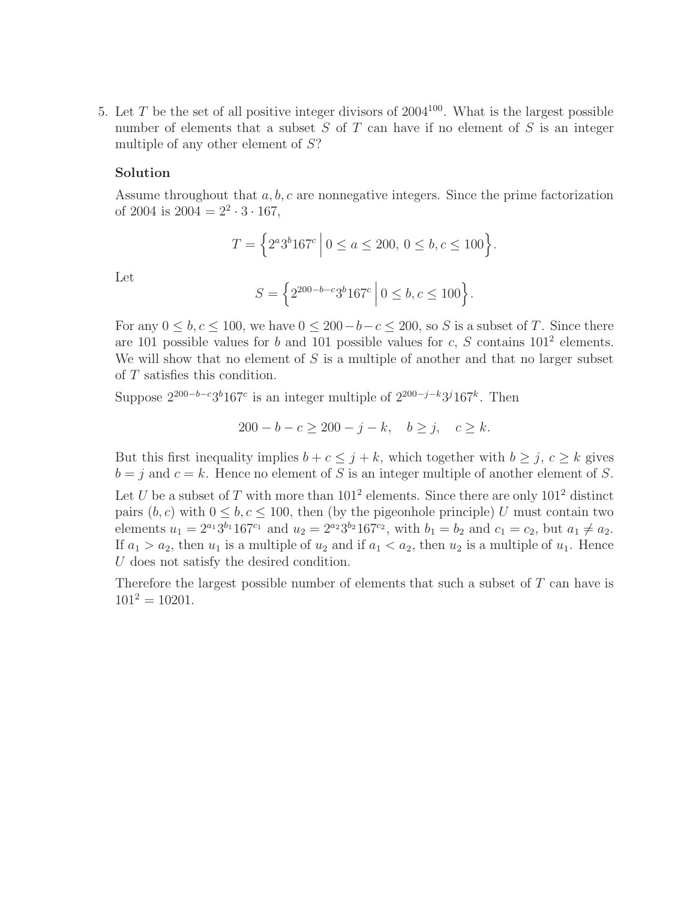5. Let $T$ be the set of all positive integer divisors of $2004^{100}$. What is the largest possible number of elements that a subset $S$ of $T$ can have if no element of $S$ is an integer multiple of any other element of $S$?

**Solution**

Assume throughout that $a, b, c$ are nonnegative integers. Since the prime factorization of 2004 is $2004 = 2^2 \cdot 3 \cdot 167$,

$$T = \left\{ 2^a 3^b 167^c \;\middle|\; 0 \le a \le 200,\ 0 \le b, c \le 100 \right\}.$$

Let

$$S = \left\{ 2^{200-b-c} 3^b 167^c \;\middle|\; 0 \le b, c \le 100 \right\}.$$

For any $0 \le b, c \le 100$, we have $0 \le 200 - b - c \le 200$, so $S$ is a subset of $T$. Since there are 101 possible values for $b$ and 101 possible values for $c$, $S$ contains $101^2$ elements. We will show that no element of $S$ is a multiple of another and that no larger subset of $T$ satisfies this condition.

Suppose $2^{200-b-c} 3^b 167^c$ is an integer multiple of $2^{200-j-k} 3^j 167^k$. Then

$$200 - b - c \ge 200 - j - k, \quad b \ge j, \quad c \ge k.$$

But this first inequality implies $b + c \le j + k$, which together with $b \ge j$, $c \ge k$ gives $b = j$ and $c = k$. Hence no element of $S$ is an integer multiple of another element of $S$.

Let $U$ be a subset of $T$ with more than $101^2$ elements. Since there are only $101^2$ distinct pairs $(b, c)$ with $0 \le b, c \le 100$, then (by the pigeonhole principle) $U$ must contain two elements $u_1 = 2^{a_1} 3^{b_1} 167^{c_1}$ and $u_2 = 2^{a_2} 3^{b_2} 167^{c_2}$, with $b_1 = b_2$ and $c_1 = c_2$, but $a_1 \ne a_2$. If $a_1 > a_2$, then $u_1$ is a multiple of $u_2$ and if $a_1 < a_2$, then $u_2$ is a multiple of $u_1$. Hence $U$ does not satisfy the desired condition.

Therefore the largest possible number of elements that such a subset of $T$ can have is $101^2 = 10201$.